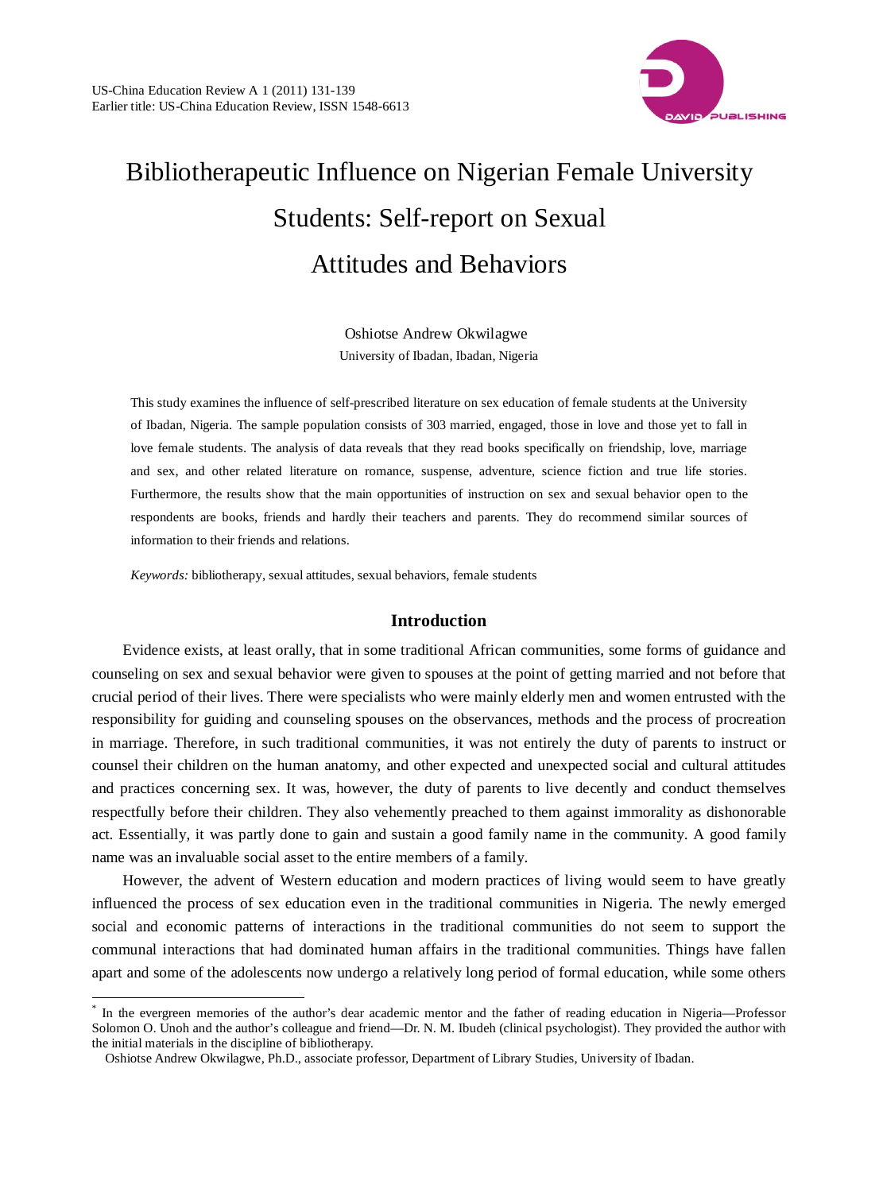# Bibliotherapeutic Influence on Nigerian Female University Students: Self-report on Sexual Attitudes and Behaviors

Oshiotse Andrew Okwilagwe

University of Ibadan, Ibadan, Nigeria

This study examines the influence of self-prescribed literature on sex education of female students at the University of Ibadan, Nigeria. The sample population consists of 303 married, engaged, those in love and those yet to fall in love female students. The analysis of data reveals that they read books specifically on friendship, love, marriage and sex, and other related literature on romance, suspense, adventure, science fiction and true life stories. Furthermore, the results show that the main opportunities of instruction on sex and sexual behavior open to the respondents are books, friends and hardly their teachers and parents. They do recommend similar sources of information to their friends and relations.

*Keywords:* bibliotherapy, sexual attitudes, sexual behaviors, female students

## Introduction

Evidence exists, at least orally, that in some traditional African communities, some forms of guidance and counseling on sex and sexual behavior were given to spouses at the point of getting married and not before that crucial period of their lives. There were specialists who were mainly elderly men and women entrusted with the responsibility for guiding and counseling spouses on the observances, methods and the process of procreation in marriage. Therefore, in such traditional communities, it was not entirely the duty of parents to instruct or counsel their children on the human anatomy, and other expected and unexpected social and cultural attitudes and practices concerning sex. It was, however, the duty of parents to live decently and conduct themselves respectfully before their children. They also vehemently preached to them against immorality as dishonorable act. Essentially, it was partly done to gain and sustain a good family name in the community. A good family name was an invaluable social asset to the entire members of a family.

However, the advent of Western education and modern practices of living would seem to have greatly influenced the process of sex education even in the traditional communities in Nigeria. The newly emerged social and economic patterns of interactions in the traditional communities do not seem to support the communal interactions that had dominated human affairs in the traditional communities. Things have fallen apart and some of the adolescents now undergo a relatively long period of formal education, while some others

---

* In the evergreen memories of the author's dear academic mentor and the father of reading education in Nigeria—Professor Solomon O. Unoh and the author's colleague and friend—Dr. N. M. Ibudeh (clinical psychologist). They provided the author with the initial materials in the discipline of bibliotherapy.

Oshiotse Andrew Okwilagwe, Ph.D., associate professor, Department of Library Studies, University of Ibadan.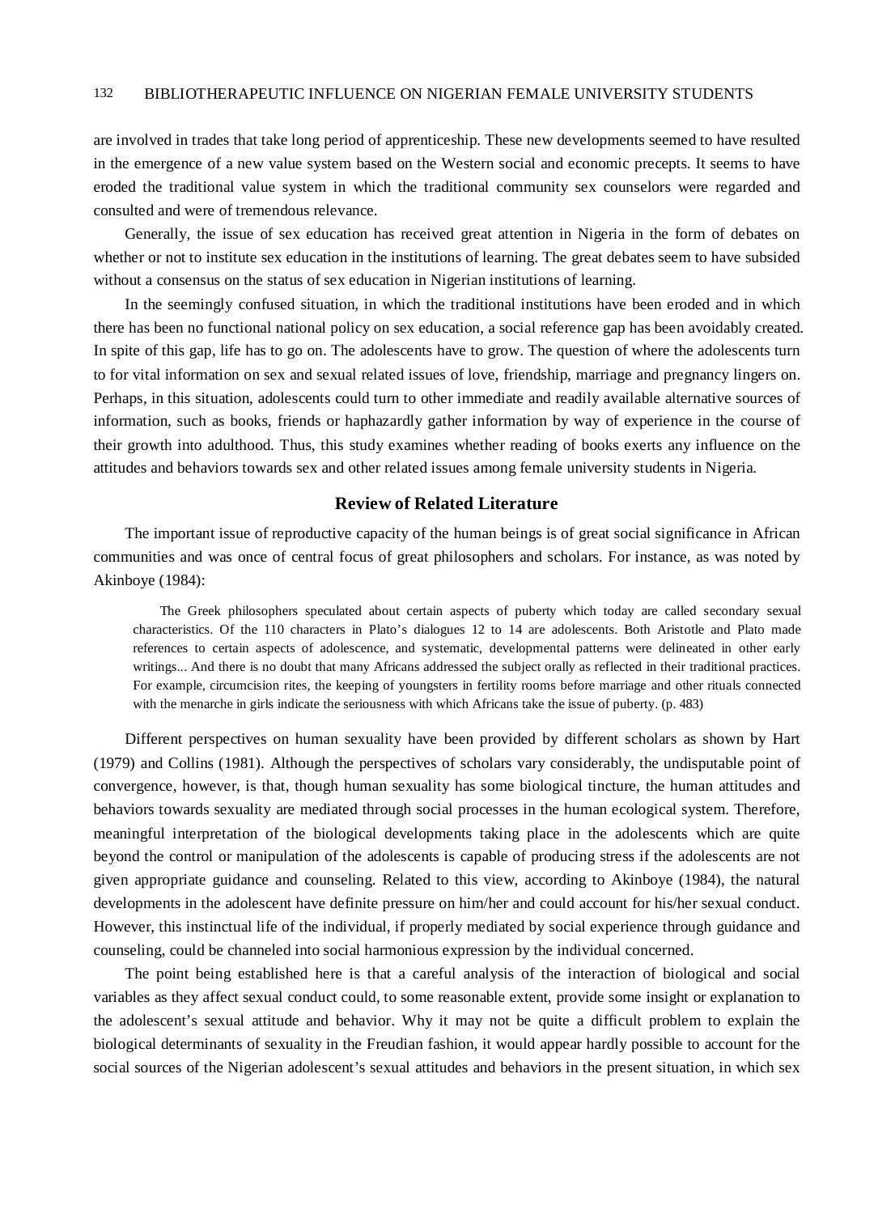are involved in trades that take long period of apprenticeship. These new developments seemed to have resulted in the emergence of a new value system based on the Western social and economic precepts. It seems to have eroded the traditional value system in which the traditional community sex counselors were regarded and consulted and were of tremendous relevance.

Generally, the issue of sex education has received great attention in Nigeria in the form of debates on whether or not to institute sex education in the institutions of learning. The great debates seem to have subsided without a consensus on the status of sex education in Nigerian institutions of learning.

In the seemingly confused situation, in which the traditional institutions have been eroded and in which there has been no functional national policy on sex education, a social reference gap has been avoidably created. In spite of this gap, life has to go on. The adolescents have to grow. The question of where the adolescents turn to for vital information on sex and sexual related issues of love, friendship, marriage and pregnancy lingers on. Perhaps, in this situation, adolescents could turn to other immediate and readily available alternative sources of information, such as books, friends or haphazardly gather information by way of experience in the course of their growth into adulthood. Thus, this study examines whether reading of books exerts any influence on the attitudes and behaviors towards sex and other related issues among female university students in Nigeria.

## Review of Related Literature

The important issue of reproductive capacity of the human beings is of great social significance in African communities and was once of central focus of great philosophers and scholars. For instance, as was noted by Akinboye (1984):

> The Greek philosophers speculated about certain aspects of puberty which today are called secondary sexual characteristics. Of the 110 characters in Plato's dialogues 12 to 14 are adolescents. Both Aristotle and Plato made references to certain aspects of adolescence, and systematic, developmental patterns were delineated in other early writings... And there is no doubt that many Africans addressed the subject orally as reflected in their traditional practices. For example, circumcision rites, the keeping of youngsters in fertility rooms before marriage and other rituals connected with the menarche in girls indicate the seriousness with which Africans take the issue of puberty. (p. 483)

Different perspectives on human sexuality have been provided by different scholars as shown by Hart (1979) and Collins (1981). Although the perspectives of scholars vary considerably, the undisputable point of convergence, however, is that, though human sexuality has some biological tincture, the human attitudes and behaviors towards sexuality are mediated through social processes in the human ecological system. Therefore, meaningful interpretation of the biological developments taking place in the adolescents which are quite beyond the control or manipulation of the adolescents is capable of producing stress if the adolescents are not given appropriate guidance and counseling. Related to this view, according to Akinboye (1984), the natural developments in the adolescent have definite pressure on him/her and could account for his/her sexual conduct. However, this instinctual life of the individual, if properly mediated by social experience through guidance and counseling, could be channeled into social harmonious expression by the individual concerned.

The point being established here is that a careful analysis of the interaction of biological and social variables as they affect sexual conduct could, to some reasonable extent, provide some insight or explanation to the adolescent's sexual attitude and behavior. Why it may not be quite a difficult problem to explain the biological determinants of sexuality in the Freudian fashion, it would appear hardly possible to account for the social sources of the Nigerian adolescent's sexual attitudes and behaviors in the present situation, in which sex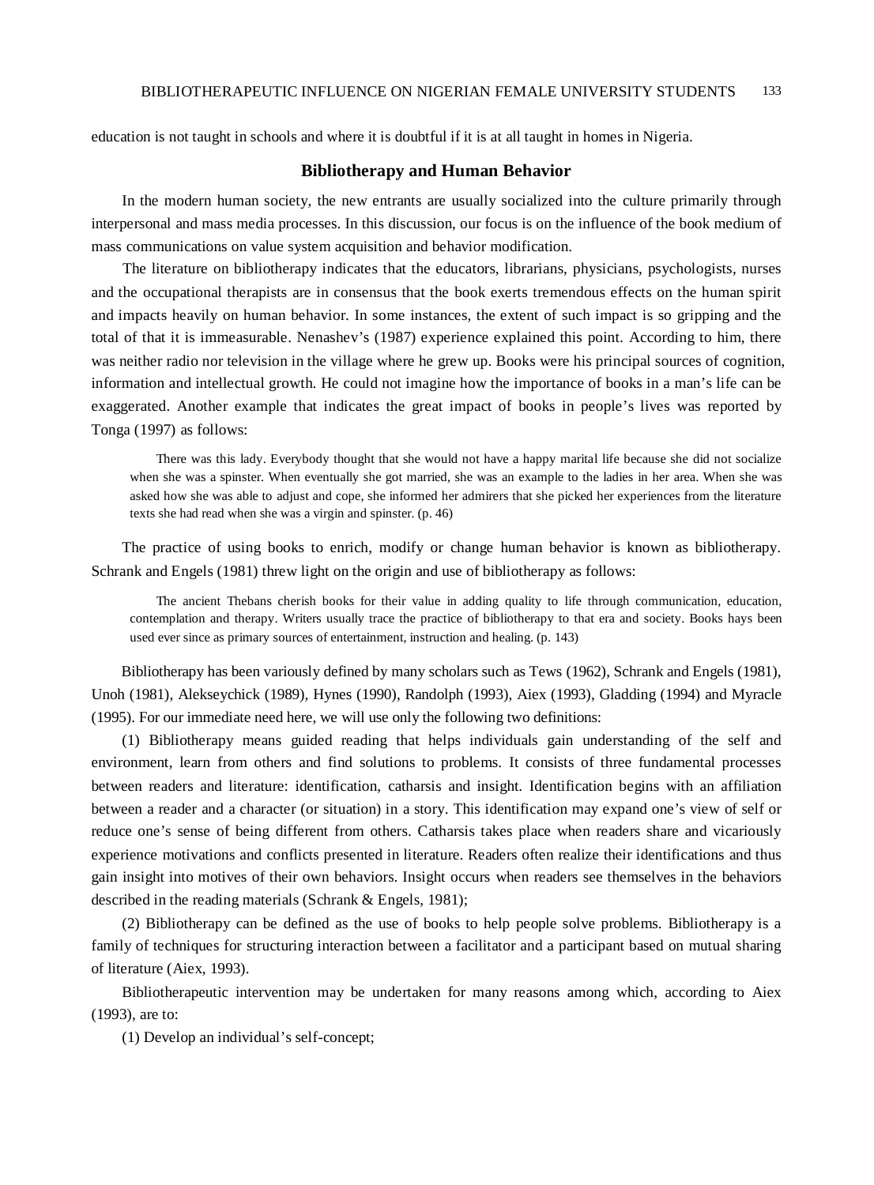education is not taught in schools and where it is doubtful if it is at all taught in homes in Nigeria.

## Bibliotherapy and Human Behavior

In the modern human society, the new entrants are usually socialized into the culture primarily through interpersonal and mass media processes. In this discussion, our focus is on the influence of the book medium of mass communications on value system acquisition and behavior modification.

The literature on bibliotherapy indicates that the educators, librarians, physicians, psychologists, nurses and the occupational therapists are in consensus that the book exerts tremendous effects on the human spirit and impacts heavily on human behavior. In some instances, the extent of such impact is so gripping and the total of that it is immeasurable. Nenashev's (1987) experience explained this point. According to him, there was neither radio nor television in the village where he grew up. Books were his principal sources of cognition, information and intellectual growth. He could not imagine how the importance of books in a man's life can be exaggerated. Another example that indicates the great impact of books in people's lives was reported by Tonga (1997) as follows:

> There was this lady. Everybody thought that she would not have a happy marital life because she did not socialize when she was a spinster. When eventually she got married, she was an example to the ladies in her area. When she was asked how she was able to adjust and cope, she informed her admirers that she picked her experiences from the literature texts she had read when she was a virgin and spinster. (p. 46)

The practice of using books to enrich, modify or change human behavior is known as bibliotherapy. Schrank and Engels (1981) threw light on the origin and use of bibliotherapy as follows:

> The ancient Thebans cherish books for their value in adding quality to life through communication, education, contemplation and therapy. Writers usually trace the practice of bibliotherapy to that era and society. Books hays been used ever since as primary sources of entertainment, instruction and healing. (p. 143)

Bibliotherapy has been variously defined by many scholars such as Tews (1962), Schrank and Engels (1981), Unoh (1981), Alekseychick (1989), Hynes (1990), Randolph (1993), Aiex (1993), Gladding (1994) and Myracle (1995). For our immediate need here, we will use only the following two definitions:

(1) Bibliotherapy means guided reading that helps individuals gain understanding of the self and environment, learn from others and find solutions to problems. It consists of three fundamental processes between readers and literature: identification, catharsis and insight. Identification begins with an affiliation between a reader and a character (or situation) in a story. This identification may expand one's view of self or reduce one's sense of being different from others. Catharsis takes place when readers share and vicariously experience motivations and conflicts presented in literature. Readers often realize their identifications and thus gain insight into motives of their own behaviors. Insight occurs when readers see themselves in the behaviors described in the reading materials (Schrank & Engels, 1981);

(2) Bibliotherapy can be defined as the use of books to help people solve problems. Bibliotherapy is a family of techniques for structuring interaction between a facilitator and a participant based on mutual sharing of literature (Aiex, 1993).

Bibliotherapeutic intervention may be undertaken for many reasons among which, according to Aiex (1993), are to:

(1) Develop an individual's self-concept;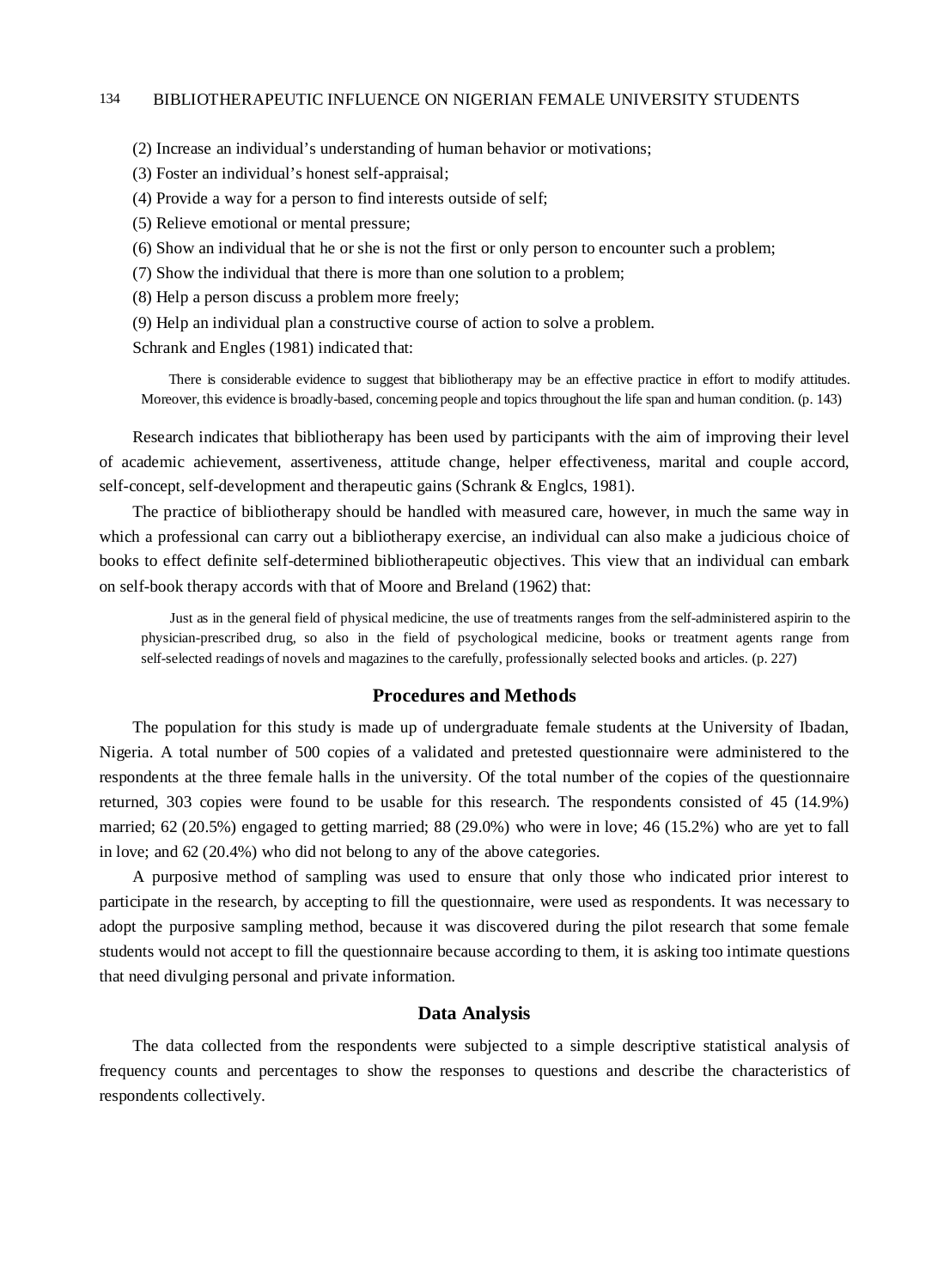(2) Increase an individual's understanding of human behavior or motivations;

(3) Foster an individual's honest self-appraisal;

(4) Provide a way for a person to find interests outside of self;

(5) Relieve emotional or mental pressure;

(6) Show an individual that he or she is not the first or only person to encounter such a problem;

(7) Show the individual that there is more than one solution to a problem;

(8) Help a person discuss a problem more freely;

(9) Help an individual plan a constructive course of action to solve a problem.

Schrank and Engles (1981) indicated that:

> There is considerable evidence to suggest that bibliotherapy may be an effective practice in effort to modify attitudes. Moreover, this evidence is broadly-based, concerning people and topics throughout the life span and human condition. (p. 143)

Research indicates that bibliotherapy has been used by participants with the aim of improving their level of academic achievement, assertiveness, attitude change, helper effectiveness, marital and couple accord, self-concept, self-development and therapeutic gains (Schrank & Englcs, 1981).

The practice of bibliotherapy should be handled with measured care, however, in much the same way in which a professional can carry out a bibliotherapy exercise, an individual can also make a judicious choice of books to effect definite self-determined bibliotherapeutic objectives. This view that an individual can embark on self-book therapy accords with that of Moore and Breland (1962) that:

> Just as in the general field of physical medicine, the use of treatments ranges from the self-administered aspirin to the physician-prescribed drug, so also in the field of psychological medicine, books or treatment agents range from self-selected readings of novels and magazines to the carefully, professionally selected books and articles. (p. 227)

## Procedures and Methods

The population for this study is made up of undergraduate female students at the University of Ibadan, Nigeria. A total number of 500 copies of a validated and pretested questionnaire were administered to the respondents at the three female halls in the university. Of the total number of the copies of the questionnaire returned, 303 copies were found to be usable for this research. The respondents consisted of 45 (14.9%) married; 62 (20.5%) engaged to getting married; 88 (29.0%) who were in love; 46 (15.2%) who are yet to fall in love; and 62 (20.4%) who did not belong to any of the above categories.

A purposive method of sampling was used to ensure that only those who indicated prior interest to participate in the research, by accepting to fill the questionnaire, were used as respondents. It was necessary to adopt the purposive sampling method, because it was discovered during the pilot research that some female students would not accept to fill the questionnaire because according to them, it is asking too intimate questions that need divulging personal and private information.

## Data Analysis

The data collected from the respondents were subjected to a simple descriptive statistical analysis of frequency counts and percentages to show the responses to questions and describe the characteristics of respondents collectively.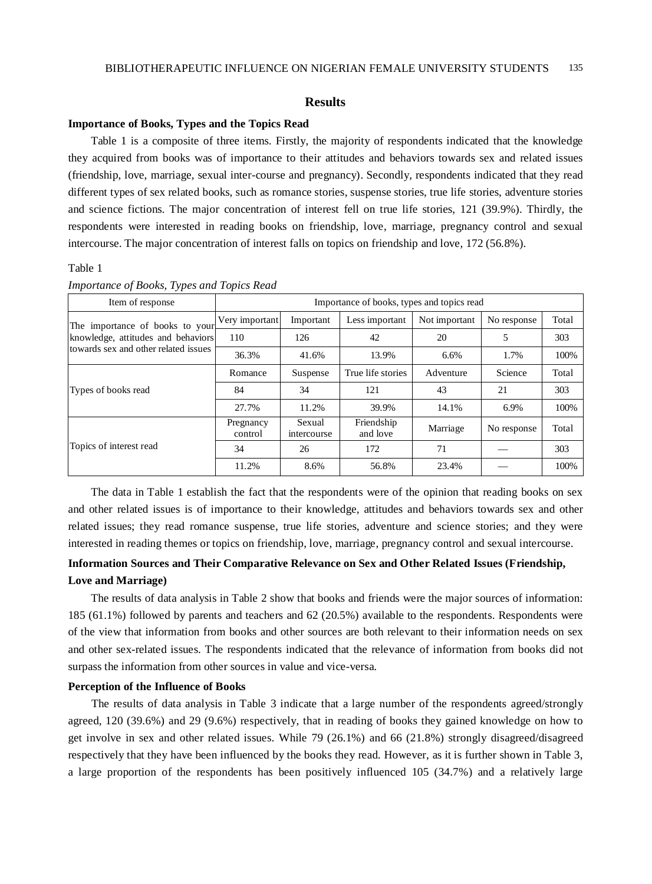## Results

### Importance of Books, Types and the Topics Read

Table 1 is a composite of three items. Firstly, the majority of respondents indicated that the knowledge they acquired from books was of importance to their attitudes and behaviors towards sex and related issues (friendship, love, marriage, sexual inter-course and pregnancy). Secondly, respondents indicated that they read different types of sex related books, such as romance stories, suspense stories, true life stories, adventure stories and science fictions. The major concentration of interest fell on true life stories, 121 (39.9%). Thirdly, the respondents were interested in reading books on friendship, love, marriage, pregnancy control and sexual intercourse. The major concentration of interest falls on topics on friendship and love, 172 (56.8%).

Table 1

*Importance of Books, Types and Topics Read*

| Item of response | Importance of books, types and topics read | | | | | |
|---|---|---|---|---|---|---|
| The importance of books to your knowledge, attitudes and behaviors towards sex and other related issues | Very important | Important | Less important | Not important | No response | Total |
| | 110 | 126 | 42 | 20 | 5 | 303 |
| | 36.3% | 41.6% | 13.9% | 6.6% | 1.7% | 100% |
| Types of books read | Romance | Suspense | True life stories | Adventure | Science | Total |
| | 84 | 34 | 121 | 43 | 21 | 303 |
| | 27.7% | 11.2% | 39.9% | 14.1% | 6.9% | 100% |
| Topics of interest read | Pregnancy control | Sexual intercourse | Friendship and love | Marriage | No response | Total |
| | 34 | 26 | 172 | 71 | — | 303 |
| | 11.2% | 8.6% | 56.8% | 23.4% | — | 100% |

The data in Table 1 establish the fact that the respondents were of the opinion that reading books on sex and other related issues is of importance to their knowledge, attitudes and behaviors towards sex and other related issues; they read romance suspense, true life stories, adventure and science stories; and they were interested in reading themes or topics on friendship, love, marriage, pregnancy control and sexual intercourse.

### Information Sources and Their Comparative Relevance on Sex and Other Related Issues (Friendship, Love and Marriage)

The results of data analysis in Table 2 show that books and friends were the major sources of information: 185 (61.1%) followed by parents and teachers and 62 (20.5%) available to the respondents. Respondents were of the view that information from books and other sources are both relevant to their information needs on sex and other sex-related issues. The respondents indicated that the relevance of information from books did not surpass the information from other sources in value and vice-versa.

### Perception of the Influence of Books

The results of data analysis in Table 3 indicate that a large number of the respondents agreed/strongly agreed, 120 (39.6%) and 29 (9.6%) respectively, that in reading of books they gained knowledge on how to get involve in sex and other related issues. While 79 (26.1%) and 66 (21.8%) strongly disagreed/disagreed respectively that they have been influenced by the books they read. However, as it is further shown in Table 3, a large proportion of the respondents has been positively influenced 105 (34.7%) and a relatively large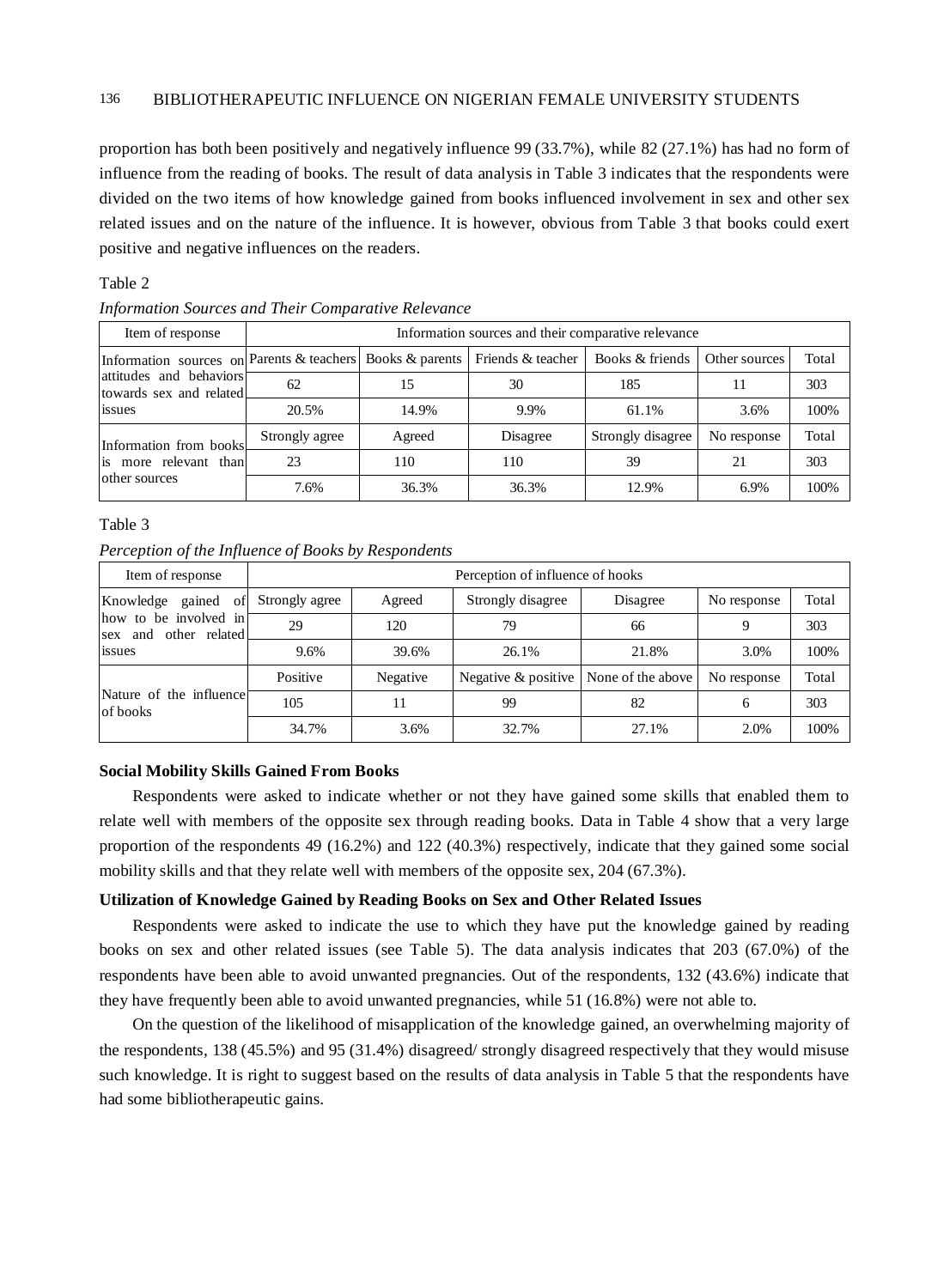proportion has both been positively and negatively influence 99 (33.7%), while 82 (27.1%) has had no form of influence from the reading of books. The result of data analysis in Table 3 indicates that the respondents were divided on the two items of how knowledge gained from books influenced involvement in sex and other sex related issues and on the nature of the influence. It is however, obvious from Table 3 that books could exert positive and negative influences on the readers.

Table 2

*Information Sources and Their Comparative Relevance*

| Item of response | Information sources and their comparative relevance | | | | | |
|---|---|---|---|---|---|---|
| Information sources on attitudes and behaviors towards sex and related issues | Parents & teachers | Books & parents | Friends & teacher | Books & friends | Other sources | Total |
| | 62 | 15 | 30 | 185 | 11 | 303 |
| | 20.5% | 14.9% | 9.9% | 61.1% | 3.6% | 100% |
| Information from books is more relevant than other sources | Strongly agree | Agreed | Disagree | Strongly disagree | No response | Total |
| | 23 | 110 | 110 | 39 | 21 | 303 |
| | 7.6% | 36.3% | 36.3% | 12.9% | 6.9% | 100% |

Table 3

*Perception of the Influence of Books by Respondents*

| Item of response | Perception of influence of hooks | | | | | |
|---|---|---|---|---|---|---|
| Knowledge gained of how to be involved in sex and other related issues | Strongly agree | Agreed | Strongly disagree | Disagree | No response | Total |
| | 29 | 120 | 79 | 66 | 9 | 303 |
| | 9.6% | 39.6% | 26.1% | 21.8% | 3.0% | 100% |
| Nature of the influence of books | Positive | Negative | Negative & positive | None of the above | No response | Total |
| | 105 | 11 | 99 | 82 | 6 | 303 |
| | 34.7% | 3.6% | 32.7% | 27.1% | 2.0% | 100% |

**Social Mobility Skills Gained From Books**

Respondents were asked to indicate whether or not they have gained some skills that enabled them to relate well with members of the opposite sex through reading books. Data in Table 4 show that a very large proportion of the respondents 49 (16.2%) and 122 (40.3%) respectively, indicate that they gained some social mobility skills and that they relate well with members of the opposite sex, 204 (67.3%).

**Utilization of Knowledge Gained by Reading Books on Sex and Other Related Issues**

Respondents were asked to indicate the use to which they have put the knowledge gained by reading books on sex and other related issues (see Table 5). The data analysis indicates that 203 (67.0%) of the respondents have been able to avoid unwanted pregnancies. Out of the respondents, 132 (43.6%) indicate that they have frequently been able to avoid unwanted pregnancies, while 51 (16.8%) were not able to.

On the question of the likelihood of misapplication of the knowledge gained, an overwhelming majority of the respondents, 138 (45.5%) and 95 (31.4%) disagreed/ strongly disagreed respectively that they would misuse such knowledge. It is right to suggest based on the results of data analysis in Table 5 that the respondents have had some bibliotherapeutic gains.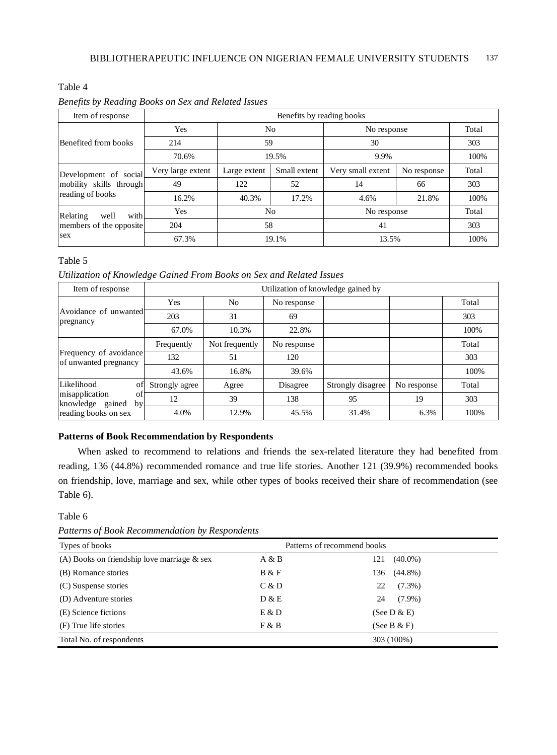Table 4

*Benefits by Reading Books on Sex and Related Issues*

| Item of response | Benefits by reading books | | | | | |
|---|---|---|---|---|---|---|
| Benefited from books | Yes | No | | No response | | Total |
| | 214 | 59 | | 30 | | 303 |
| | 70.6% | 19.5% | | 9.9% | | 100% |
| Development of social mobility skills through reading of books | Very large extent | Large extent | Small extent | Very small extent | No response | Total |
| | 49 | 122 | 52 | 14 | 66 | 303 |
| | 16.2% | 40.3% | 17.2% | 4.6% | 21.8% | 100% |
| Relating well with members of the opposite sex | Yes | No | | No response | | Total |
| | 204 | 58 | | 41 | | 303 |
| | 67.3% | 19.1% | | 13.5% | | 100% |

Table 5

*Utilization of Knowledge Gained From Books on Sex and Related Issues*

| Item of response | Utilization of knowledge gained by | | | | | |
|---|---|---|---|---|---|---|
| Avoidance of unwanted pregnancy | Yes | No | No response | | | Total |
| | 203 | 31 | 69 | | | 303 |
| | 67.0% | 10.3% | 22.8% | | | 100% |
| Frequency of avoidance of unwanted pregnancy | Frequently | Not frequently | No response | | | Total |
| | 132 | 51 | 120 | | | 303 |
| | 43.6% | 16.8% | 39.6% | | | 100% |
| Likelihood of misapplication of knowledge gained by reading books on sex | Strongly agree | Agree | Disagree | Strongly disagree | No response | Total |
| | 12 | 39 | 138 | 95 | 19 | 303 |
| | 4.0% | 12.9% | 45.5% | 31.4% | 6.3% | 100% |

**Patterns of Book Recommendation by Respondents**

When asked to recommend to relations and friends the sex-related literature they had benefited from reading, 136 (44.8%) recommended romance and true life stories. Another 121 (39.9%) recommended books on friendship, love, marriage and sex, while other types of books received their share of recommendation (see Table 6).

Table 6

*Patterns of Book Recommendation by Respondents*

| Types of books | Patterns of recommend books | |
|---|---|---|
| (A) Books on friendship love marriage & sex | A & B | 121 (40.0%) |
| (B) Romance stories | B & F | 136 (44.8%) |
| (C) Suspense stories | C & D | 22 (7.3%) |
| (D) Adventure stories | D & E | 24 (7.9%) |
| (E) Science fictions | E & D | (See D & E) |
| (F) True life stories | F & B | (See B & F) |
| Total No. of respondents | | 303 (100%) |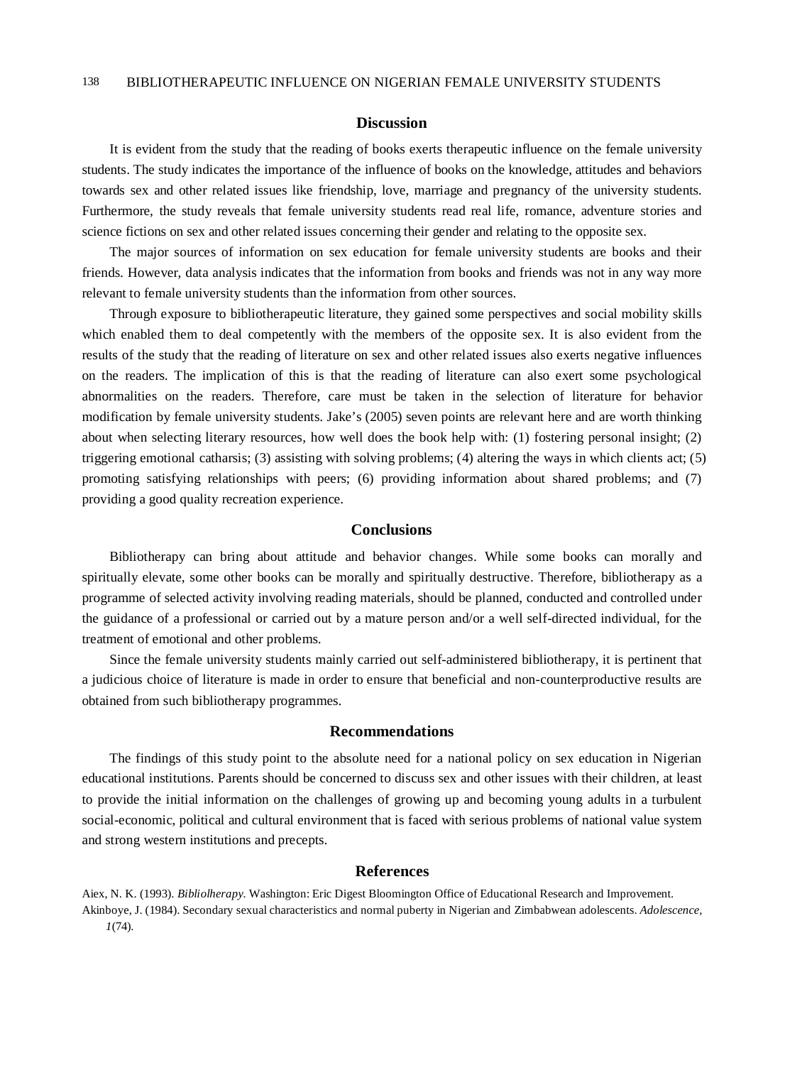## Discussion

It is evident from the study that the reading of books exerts therapeutic influence on the female university students. The study indicates the importance of the influence of books on the knowledge, attitudes and behaviors towards sex and other related issues like friendship, love, marriage and pregnancy of the university students. Furthermore, the study reveals that female university students read real life, romance, adventure stories and science fictions on sex and other related issues concerning their gender and relating to the opposite sex.

The major sources of information on sex education for female university students are books and their friends. However, data analysis indicates that the information from books and friends was not in any way more relevant to female university students than the information from other sources.

Through exposure to bibliotherapeutic literature, they gained some perspectives and social mobility skills which enabled them to deal competently with the members of the opposite sex. It is also evident from the results of the study that the reading of literature on sex and other related issues also exerts negative influences on the readers. The implication of this is that the reading of literature can also exert some psychological abnormalities on the readers. Therefore, care must be taken in the selection of literature for behavior modification by female university students. Jake's (2005) seven points are relevant here and are worth thinking about when selecting literary resources, how well does the book help with: (1) fostering personal insight; (2) triggering emotional catharsis; (3) assisting with solving problems; (4) altering the ways in which clients act; (5) promoting satisfying relationships with peers; (6) providing information about shared problems; and (7) providing a good quality recreation experience.

## Conclusions

Bibliotherapy can bring about attitude and behavior changes. While some books can morally and spiritually elevate, some other books can be morally and spiritually destructive. Therefore, bibliotherapy as a programme of selected activity involving reading materials, should be planned, conducted and controlled under the guidance of a professional or carried out by a mature person and/or a well self-directed individual, for the treatment of emotional and other problems.

Since the female university students mainly carried out self-administered bibliotherapy, it is pertinent that a judicious choice of literature is made in order to ensure that beneficial and non-counterproductive results are obtained from such bibliotherapy programmes.

## Recommendations

The findings of this study point to the absolute need for a national policy on sex education in Nigerian educational institutions. Parents should be concerned to discuss sex and other issues with their children, at least to provide the initial information on the challenges of growing up and becoming young adults in a turbulent social-economic, political and cultural environment that is faced with serious problems of national value system and strong western institutions and precepts.

## References

Aiex, N. K. (1993). *Bibliolherapy*. Washington: Eric Digest Bloomington Office of Educational Research and Improvement.

Akinboye, J. (1984). Secondary sexual characteristics and normal puberty in Nigerian and Zimbabwean adolescents. *Adolescence, 1*(74).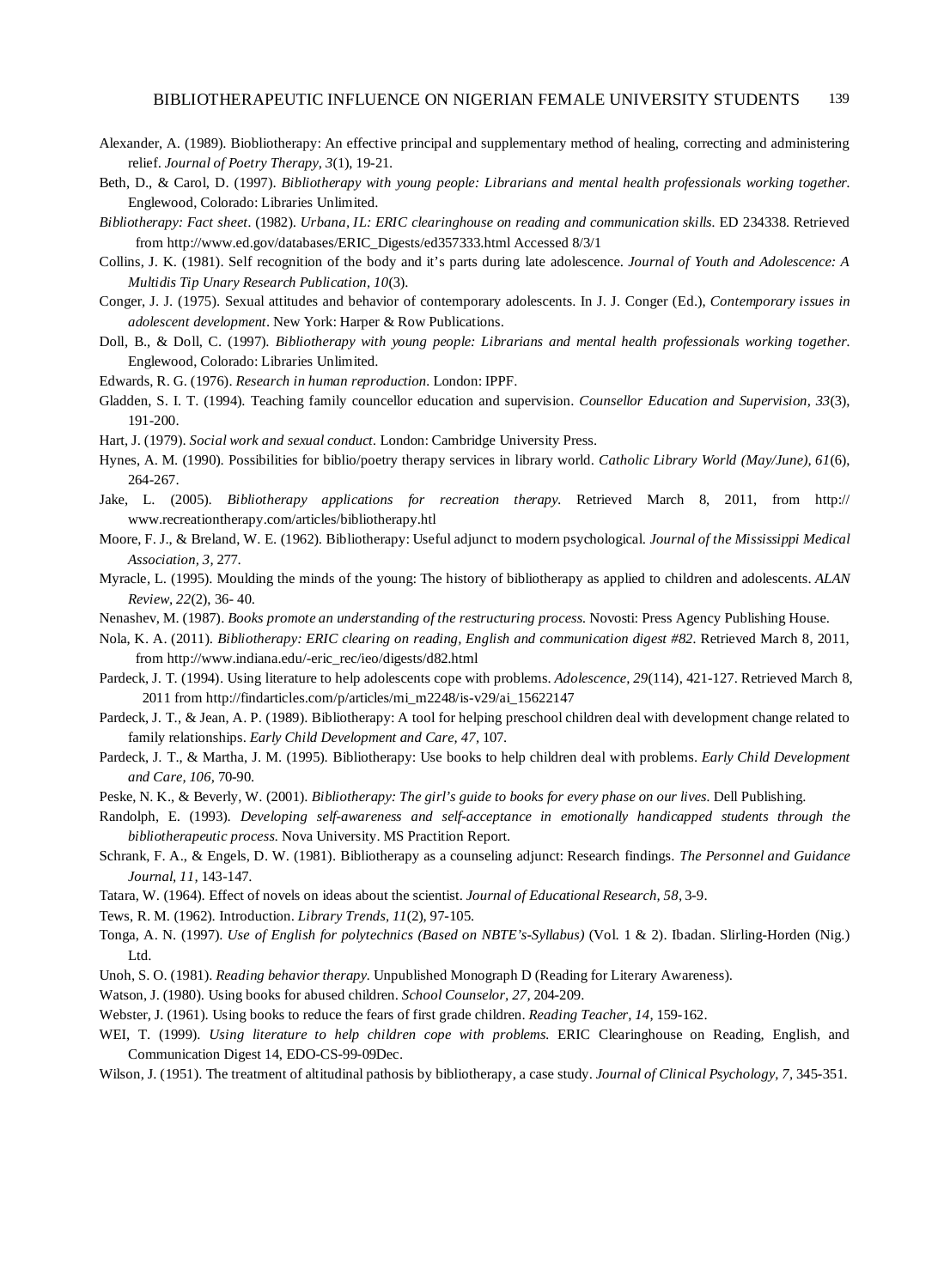Alexander, A. (1989). Biobliotherapy: An effective principal and supplementary method of healing, correcting and administering relief. *Journal of Poetry Therapy, 3*(1), 19-21.

Beth, D., & Carol, D. (1997). *Bibliotherapy with young people: Librarians and mental health professionals working together.* Englewood, Colorado: Libraries Unlimited.

*Bibliotherapy: Fact sheet*. (1982). *Urbana, IL: ERIC clearinghouse on reading and communication skills.* ED 234338. Retrieved from http://www.ed.gov/databases/ERIC_Digests/ed357333.html Accessed 8/3/1

Collins, J. K. (1981). Self recognition of the body and it's parts during late adolescence. *Journal of Youth and Adolescence: A Multidis Tip Unary Research Publication, 10*(3).

Conger, J. J. (1975). Sexual attitudes and behavior of contemporary adolescents. In J. J. Conger (Ed.), *Contemporary issues in adolescent development*. New York: Harper & Row Publications.

Doll, B., & Doll, C. (1997). *Bibliotherapy with young people: Librarians and mental health professionals working together.* Englewood, Colorado: Libraries Unlimited.

Edwards, R. G. (1976). *Research in human reproduction.* London: IPPF.

Gladden, S. I. T. (1994). Teaching family councellor education and supervision. *Counsellor Education and Supervision, 33*(3), 191-200.

Hart, J. (1979). *Social work and sexual conduct*. London: Cambridge University Press.

Hynes, A. M. (1990). Possibilities for biblio/poetry therapy services in library world. *Catholic Library World (May/June), 61*(6), 264-267.

Jake, L. (2005). *Bibliotherapy applications for recreation therapy.* Retrieved March 8, 2011, from http://www.recreationtherapy.com/articles/bibliotherapy.htl

Moore, F. J., & Breland, W. E. (1962). Bibliotherapy: Useful adjunct to modern psychological. *Journal of the Mississippi Medical Association, 3,* 277.

Myracle, L. (1995). Moulding the minds of the young: The history of bibliotherapy as applied to children and adolescents. *ALAN Review, 22*(2), 36- 40.

Nenashev, M. (1987). *Books promote an understanding of the restructuring process.* Novosti: Press Agency Publishing House.

Nola, K. A. (2011). *Bibliotherapy: ERIC clearing on reading, English and communication digest #82.* Retrieved March 8, 2011, from http://www.indiana.edu/-eric_rec/ieo/digests/d82.html

Pardeck, J. T. (1994). Using literature to help adolescents cope with problems. *Adolescence, 29*(114), 421-127. Retrieved March 8, 2011 from http://findarticles.com/p/articles/mi_m2248/is-v29/ai_15622147

Pardeck, J. T., & Jean, A. P. (1989). Bibliotherapy: A tool for helping preschool children deal with development change related to family relationships. *Early Child Development and Care, 47*, 107.

Pardeck, J. T., & Martha, J. M. (1995). Bibliotherapy: Use books to help children deal with problems. *Early Child Development and Care, 106,* 70-90.

Peske, N. K., & Beverly, W. (2001). *Bibliotherapy: The girl's guide to books for every phase on our lives.* Dell Publishing.

Randolph, E. (1993). *Developing self-awareness and self-acceptance in emotionally handicapped students through the bibliotherapeutic process.* Nova University. MS Practition Report.

Schrank, F. A., & Engels, D. W. (1981). Bibliotherapy as a counseling adjunct: Research findings. *The Personnel and Guidance Journal, 11,* 143-147.

Tatara, W. (1964). Effect of novels on ideas about the scientist. *Journal of Educational Research, 58*, 3-9.

Tews, R. M. (1962). Introduction. *Library Trends, 11*(2), 97-105.

Tonga, A. N. (1997). *Use of English for polytechnics (Based on NBTE's-Syllabus)* (Vol. 1 & 2). Ibadan. Slirling-Horden (Nig.) Ltd.

Unoh, S. O. (1981). *Reading behavior therapy.* Unpublished Monograph D (Reading for Literary Awareness).

Watson, J. (1980). Using books for abused children. *School Counselor, 27,* 204-209.

Webster, J. (1961). Using books to reduce the fears of first grade children. *Reading Teacher, 14,* 159-162.

WEI, T. (1999). *Using literature to help children cope with problems.* ERIC Clearinghouse on Reading, English, and Communication Digest 14, EDO-CS-99-09Dec.

Wilson, J. (1951). The treatment of altitudinal pathosis by bibliotherapy, a case study. *Journal of Clinical Psychology, 7*, 345-351.